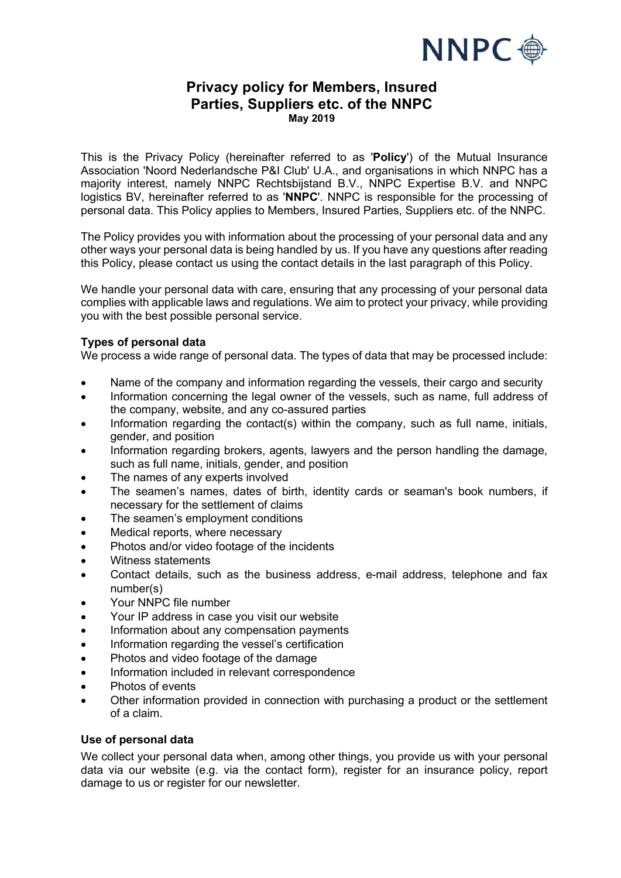# Privacy policy for Members, Insured Parties, Suppliers etc. of the NNPC

**May 2019**

This is the Privacy Policy (hereinafter referred to as '**Policy**') of the Mutual Insurance Association 'Noord Nederlandsche P&I Club' U.A., and organisations in which NNPC has a majority interest, namely NNPC Rechtsbijstand B.V., NNPC Expertise B.V. and NNPC logistics BV, hereinafter referred to as '**NNPC**'. NNPC is responsible for the processing of personal data. This Policy applies to Members, Insured Parties, Suppliers etc. of the NNPC.

The Policy provides you with information about the processing of your personal data and any other ways your personal data is being handled by us. If you have any questions after reading this Policy, please contact us using the contact details in the last paragraph of this Policy.

We handle your personal data with care, ensuring that any processing of your personal data complies with applicable laws and regulations. We aim to protect your privacy, while providing you with the best possible personal service.

### Types of personal data

We process a wide range of personal data. The types of data that may be processed include:

- Name of the company and information regarding the vessels, their cargo and security
- Information concerning the legal owner of the vessels, such as name, full address of the company, website, and any co-assured parties
- Information regarding the contact(s) within the company, such as full name, initials, gender, and position
- Information regarding brokers, agents, lawyers and the person handling the damage, such as full name, initials, gender, and position
- The names of any experts involved
- The seamen's names, dates of birth, identity cards or seaman's book numbers, if necessary for the settlement of claims
- The seamen's employment conditions
- Medical reports, where necessary
- Photos and/or video footage of the incidents
- Witness statements
- Contact details, such as the business address, e-mail address, telephone and fax number(s)
- Your NNPC file number
- Your IP address in case you visit our website
- Information about any compensation payments
- Information regarding the vessel's certification
- Photos and video footage of the damage
- Information included in relevant correspondence
- Photos of events
- Other information provided in connection with purchasing a product or the settlement of a claim.

### Use of personal data

We collect your personal data when, among other things, you provide us with your personal data via our website (e.g. via the contact form), register for an insurance policy, report damage to us or register for our newsletter.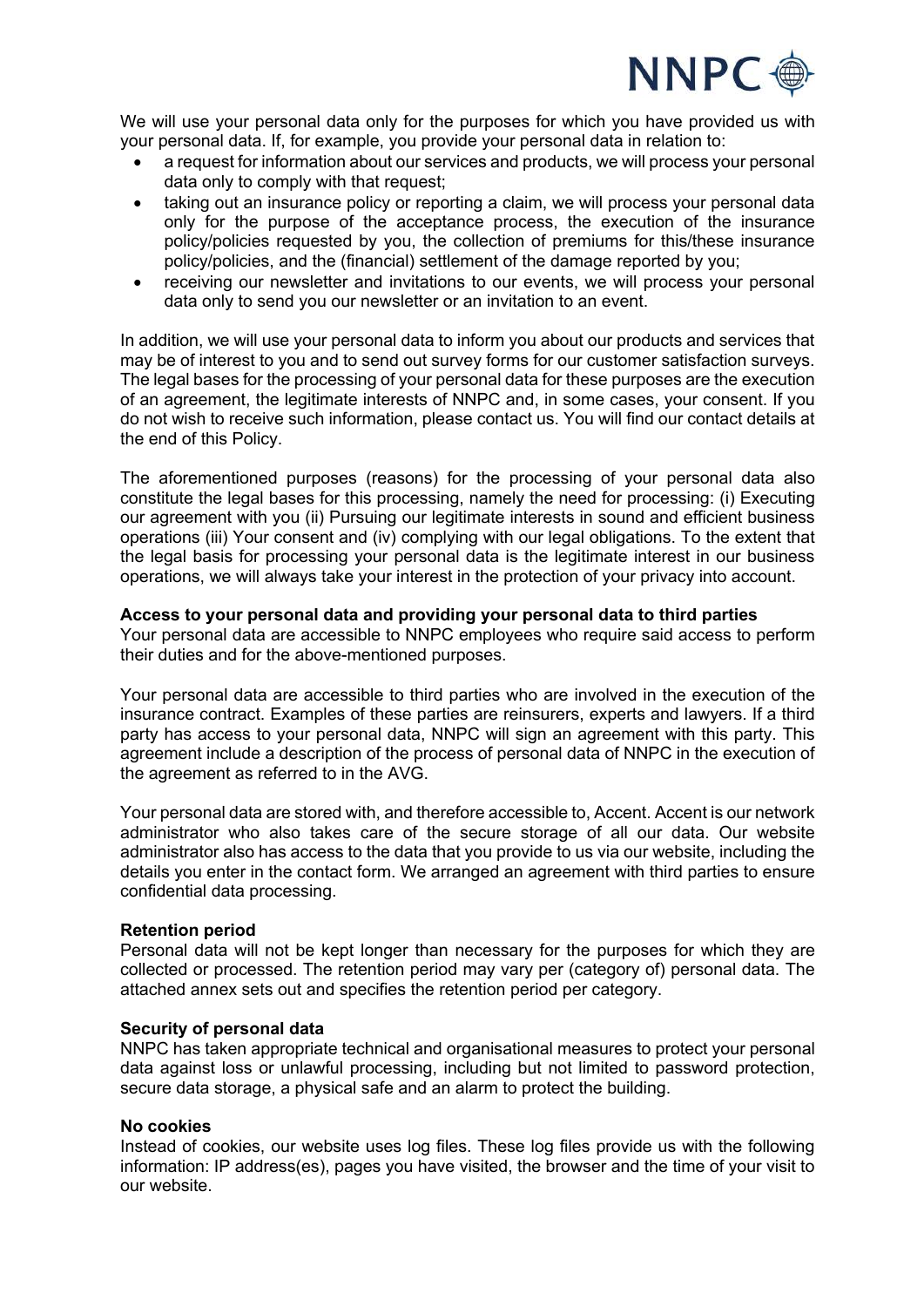We will use your personal data only for the purposes for which you have provided us with your personal data. If, for example, you provide your personal data in relation to:

- a request for information about our services and products, we will process your personal data only to comply with that request;
- taking out an insurance policy or reporting a claim, we will process your personal data only for the purpose of the acceptance process, the execution of the insurance policy/policies requested by you, the collection of premiums for this/these insurance policy/policies, and the (financial) settlement of the damage reported by you;
- receiving our newsletter and invitations to our events, we will process your personal data only to send you our newsletter or an invitation to an event.

In addition, we will use your personal data to inform you about our products and services that may be of interest to you and to send out survey forms for our customer satisfaction surveys. The legal bases for the processing of your personal data for these purposes are the execution of an agreement, the legitimate interests of NNPC and, in some cases, your consent. If you do not wish to receive such information, please contact us. You will find our contact details at the end of this Policy.

The aforementioned purposes (reasons) for the processing of your personal data also constitute the legal bases for this processing, namely the need for processing: (i) Executing our agreement with you (ii) Pursuing our legitimate interests in sound and efficient business operations (iii) Your consent and (iv) complying with our legal obligations. To the extent that the legal basis for processing your personal data is the legitimate interest in our business operations, we will always take your interest in the protection of your privacy into account.

**Access to your personal data and providing your personal data to third parties**
Your personal data are accessible to NNPC employees who require said access to perform their duties and for the above-mentioned purposes.

Your personal data are accessible to third parties who are involved in the execution of the insurance contract. Examples of these parties are reinsurers, experts and lawyers. If a third party has access to your personal data, NNPC will sign an agreement with this party. This agreement include a description of the process of personal data of NNPC in the execution of the agreement as referred to in the AVG.

Your personal data are stored with, and therefore accessible to, Accent. Accent is our network administrator who also takes care of the secure storage of all our data. Our website administrator also has access to the data that you provide to us via our website, including the details you enter in the contact form. We arranged an agreement with third parties to ensure confidential data processing.

**Retention period**
Personal data will not be kept longer than necessary for the purposes for which they are collected or processed. The retention period may vary per (category of) personal data. The attached annex sets out and specifies the retention period per category.

**Security of personal data**
NNPC has taken appropriate technical and organisational measures to protect your personal data against loss or unlawful processing, including but not limited to password protection, secure data storage, a physical safe and an alarm to protect the building.

**No cookies**
Instead of cookies, our website uses log files. These log files provide us with the following information: IP address(es), pages you have visited, the browser and the time of your visit to our website.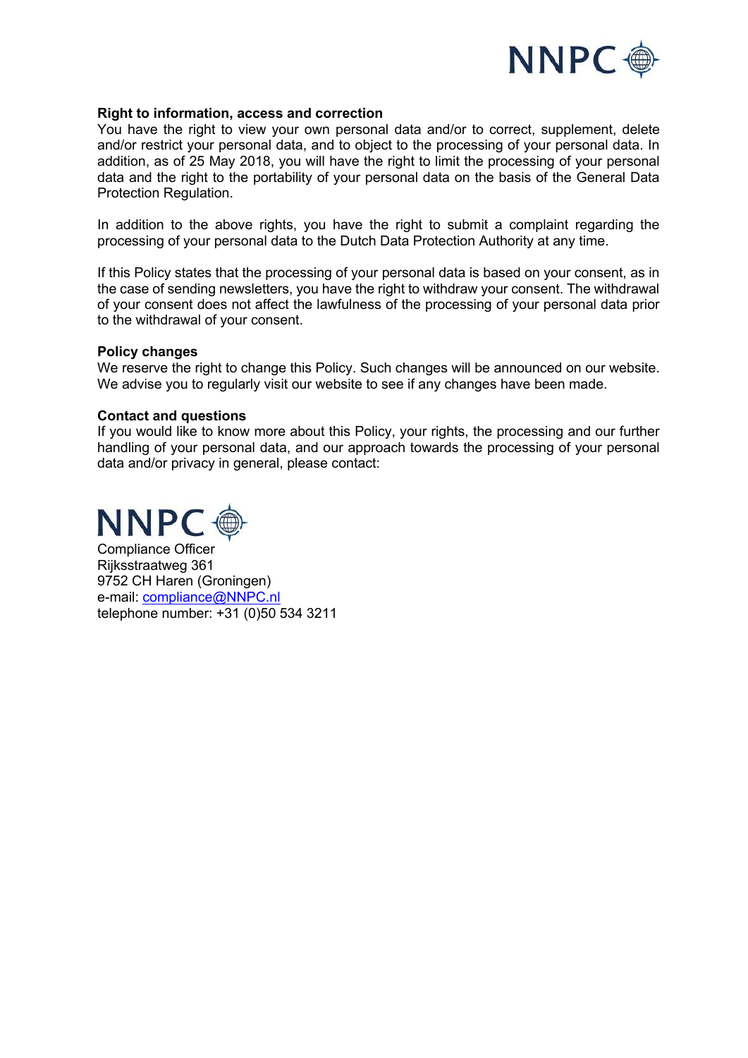**Right to information, access and correction**

You have the right to view your own personal data and/or to correct, supplement, delete and/or restrict your personal data, and to object to the processing of your personal data. In addition, as of 25 May 2018, you will have the right to limit the processing of your personal data and the right to the portability of your personal data on the basis of the General Data Protection Regulation.

In addition to the above rights, you have the right to submit a complaint regarding the processing of your personal data to the Dutch Data Protection Authority at any time.

If this Policy states that the processing of your personal data is based on your consent, as in the case of sending newsletters, you have the right to withdraw your consent. The withdrawal of your consent does not affect the lawfulness of the processing of your personal data prior to the withdrawal of your consent.

**Policy changes**

We reserve the right to change this Policy. Such changes will be announced on our website. We advise you to regularly visit our website to see if any changes have been made.

**Contact and questions**

If you would like to know more about this Policy, your rights, the processing and our further handling of your personal data, and our approach towards the processing of your personal data and/or privacy in general, please contact:

NNPC

Compliance Officer
Rijksstraatweg 361
9752 CH Haren (Groningen)
e-mail: compliance@NNPC.nl
telephone number: +31 (0)50 534 3211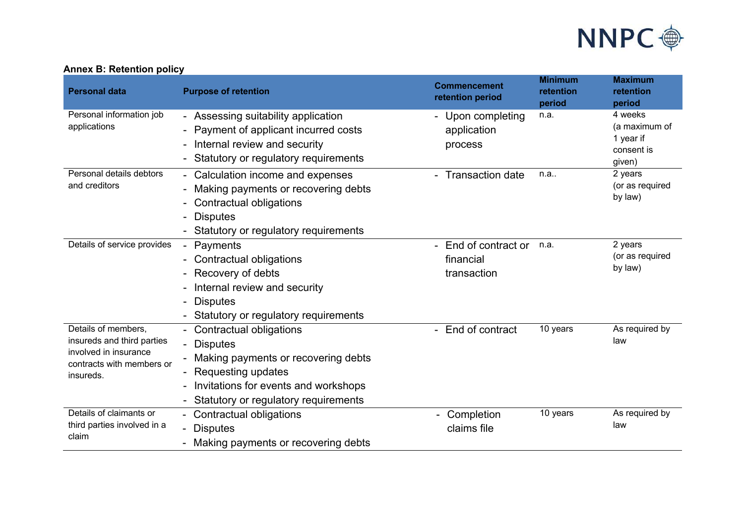**Annex B: Retention policy**

| Personal data | Purpose of retention | Commencement retention period | Minimum retention period | Maximum retention period |
|---|---|---|---|---|
| Personal information job applications | - Assessing suitability application<br>- Payment of applicant incurred costs<br>- Internal review and security<br>- Statutory or regulatory requirements | - Upon completing application process | n.a. | 4 weeks (a maximum of 1 year if consent is given) |
| Personal details debtors and creditors | - Calculation income and expenses<br>- Making payments or recovering debts<br>- Contractual obligations<br>- Disputes<br>- Statutory or regulatory requirements | - Transaction date | n.a.. | 2 years (or as required by law) |
| Details of service provides | - Payments<br>- Contractual obligations<br>- Recovery of debts<br>- Internal review and security<br>- Disputes<br>- Statutory or regulatory requirements | - End of contract or financial transaction | n.a. | 2 years (or as required by law) |
| Details of members, insureds and third parties involved in insurance contracts with members or insureds. | - Contractual obligations<br>- Disputes<br>- Making payments or recovering debts<br>- Requesting updates<br>- Invitations for events and workshops<br>- Statutory or regulatory requirements | - End of contract | 10 years | As required by law |
| Details of claimants or third parties involved in a claim | - Contractual obligations<br>- Disputes<br>- Making payments or recovering debts | - Completion claims file | 10 years | As required by law |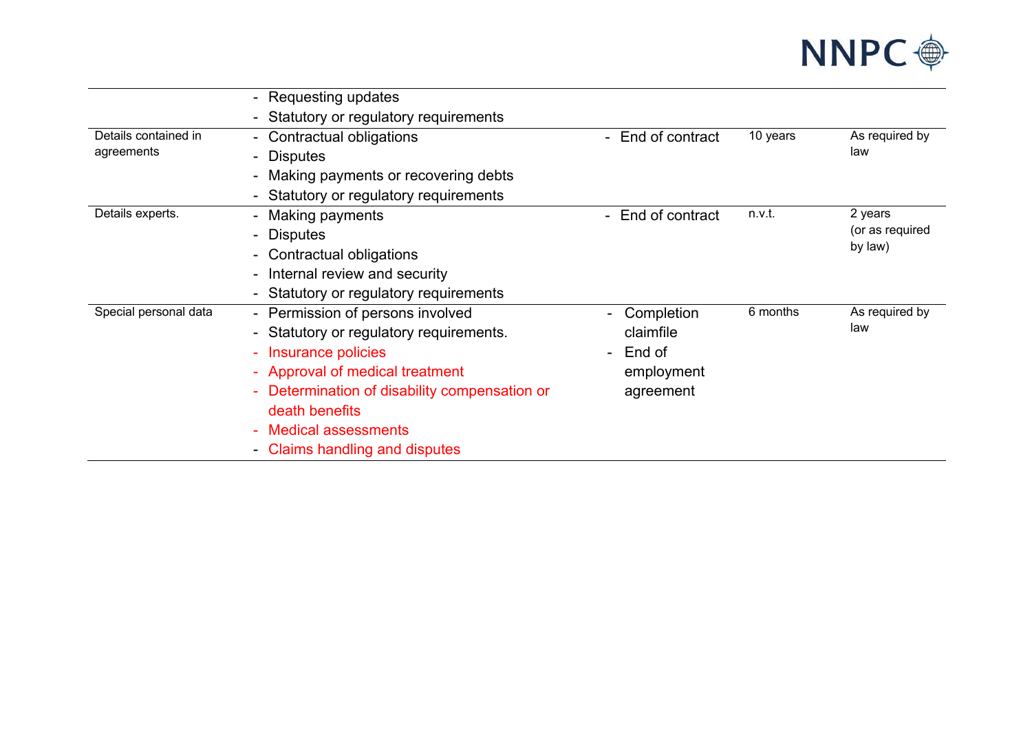| | | | | |
|---|---|---|---|---|
| | - Requesting updates<br>- Statutory or regulatory requirements | | | |
| Details contained in agreements | - Contractual obligations<br>- Disputes<br>- Making payments or recovering debts<br>- Statutory or regulatory requirements | - End of contract | 10 years | As required by law |
| Details experts. | - Making payments<br>- Disputes<br>- Contractual obligations<br>- Internal review and security<br>- Statutory or regulatory requirements | - End of contract | n.v.t. | 2 years (or as required by law) |
| Special personal data | - Permission of persons involved<br>- Statutory or regulatory requirements.<br>- Insurance policies<br>- Approval of medical treatment<br>- Determination of disability compensation or death benefits<br>- Medical assessments<br>- Claims handling and disputes | - Completion claimfile<br>- End of employment agreement | 6 months | As required by law |